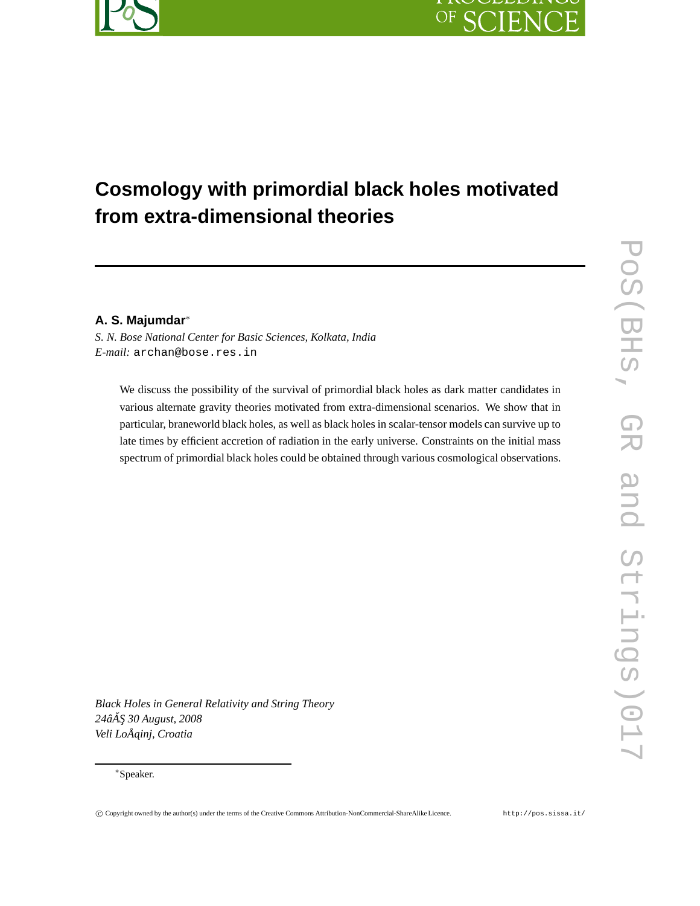# Cosmology with primordial black holes motivated from extra-dimensional theories

**A. S. Majumdar***

*S. N. Bose National Center for Basic Sciences, Kolkata, India*
*E-mail:* archan@bose.res.in

We discuss the possibility of the survival of primordial black holes as dark matter candidates in various alternate gravity theories motivated from extra-dimensional scenarios. We show that in particular, braneworld black holes, as well as black holes in scalar-tensor models can survive up to late times by efficient accretion of radiation in the early universe. Constraints on the initial mass spectrum of primordial black holes could be obtained through various cosmological observations.

*Black Holes in General Relativity and String Theory*
*24âĂŞ 30 August, 2008*
*Veli LoÅqinj, Croatia*

*Speaker.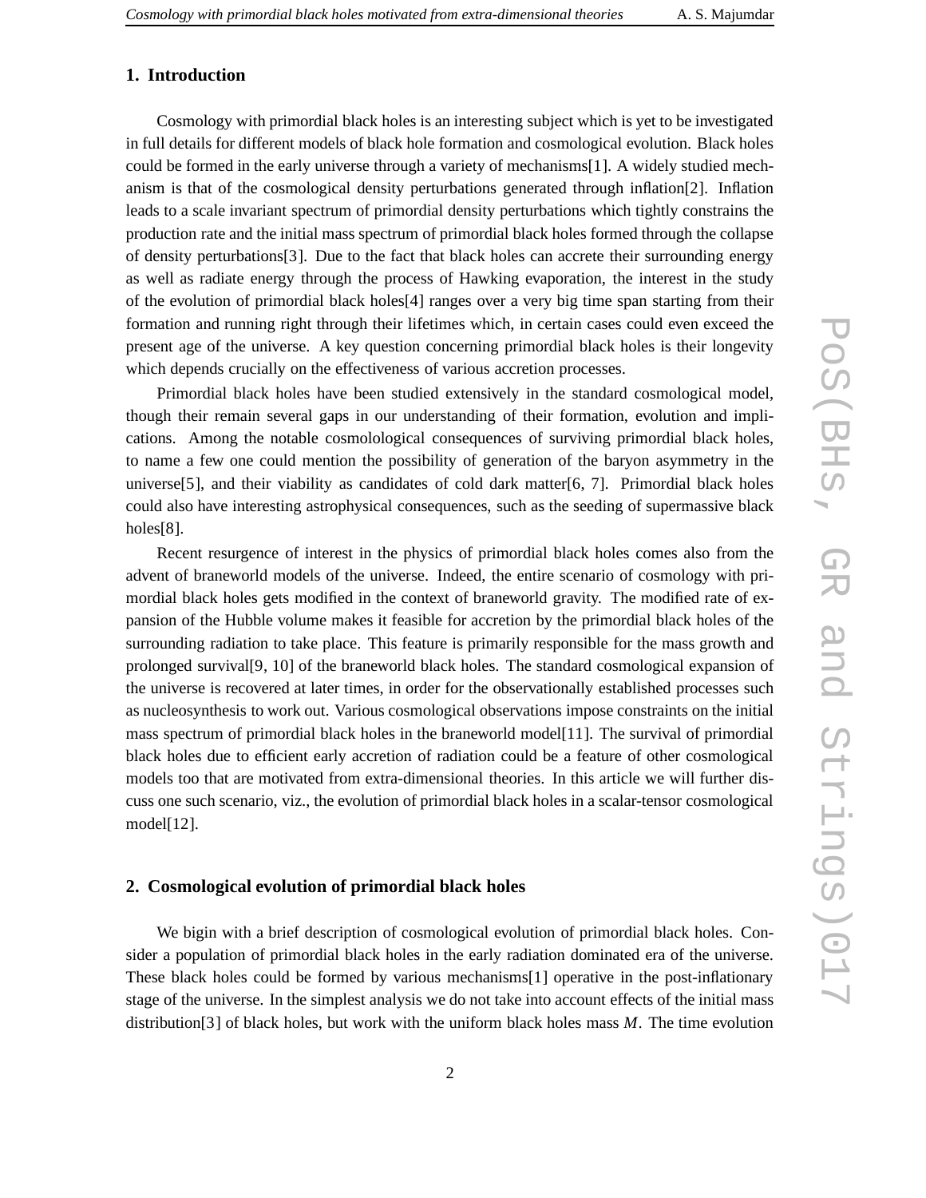## 1. Introduction

Cosmology with primordial black holes is an interesting subject which is yet to be investigated in full details for different models of black hole formation and cosmological evolution. Black holes could be formed in the early universe through a variety of mechanisms[1]. A widely studied mechanism is that of the cosmological density perturbations generated through inflation[2]. Inflation leads to a scale invariant spectrum of primordial density perturbations which tightly constrains the production rate and the initial mass spectrum of primordial black holes formed through the collapse of density perturbations[3]. Due to the fact that black holes can accrete their surrounding energy as well as radiate energy through the process of Hawking evaporation, the interest in the study of the evolution of primordial black holes[4] ranges over a very big time span starting from their formation and running right through their lifetimes which, in certain cases could even exceed the present age of the universe. A key question concerning primordial black holes is their longevity which depends crucially on the effectiveness of various accretion processes.

Primordial black holes have been studied extensively in the standard cosmological model, though their remain several gaps in our understanding of their formation, evolution and implications. Among the notable cosmolological consequences of surviving primordial black holes, to name a few one could mention the possibility of generation of the baryon asymmetry in the universe[5], and their viability as candidates of cold dark matter[6, 7]. Primordial black holes could also have interesting astrophysical consequences, such as the seeding of supermassive black holes[8].

Recent resurgence of interest in the physics of primordial black holes comes also from the advent of braneworld models of the universe. Indeed, the entire scenario of cosmology with primordial black holes gets modified in the context of braneworld gravity. The modified rate of expansion of the Hubble volume makes it feasible for accretion by the primordial black holes of the surrounding radiation to take place. This feature is primarily responsible for the mass growth and prolonged survival[9, 10] of the braneworld black holes. The standard cosmological expansion of the universe is recovered at later times, in order for the observationally established processes such as nucleosynthesis to work out. Various cosmological observations impose constraints on the initial mass spectrum of primordial black holes in the braneworld model[11]. The survival of primordial black holes due to efficient early accretion of radiation could be a feature of other cosmological models too that are motivated from extra-dimensional theories. In this article we will further discuss one such scenario, viz., the evolution of primordial black holes in a scalar-tensor cosmological model[12].

## 2. Cosmological evolution of primordial black holes

We bigin with a brief description of cosmological evolution of primordial black holes. Consider a population of primordial black holes in the early radiation dominated era of the universe. These black holes could be formed by various mechanisms[1] operative in the post-inflationary stage of the universe. In the simplest analysis we do not take into account effects of the initial mass distribution[3] of black holes, but work with the uniform black holes mass $M$. The time evolution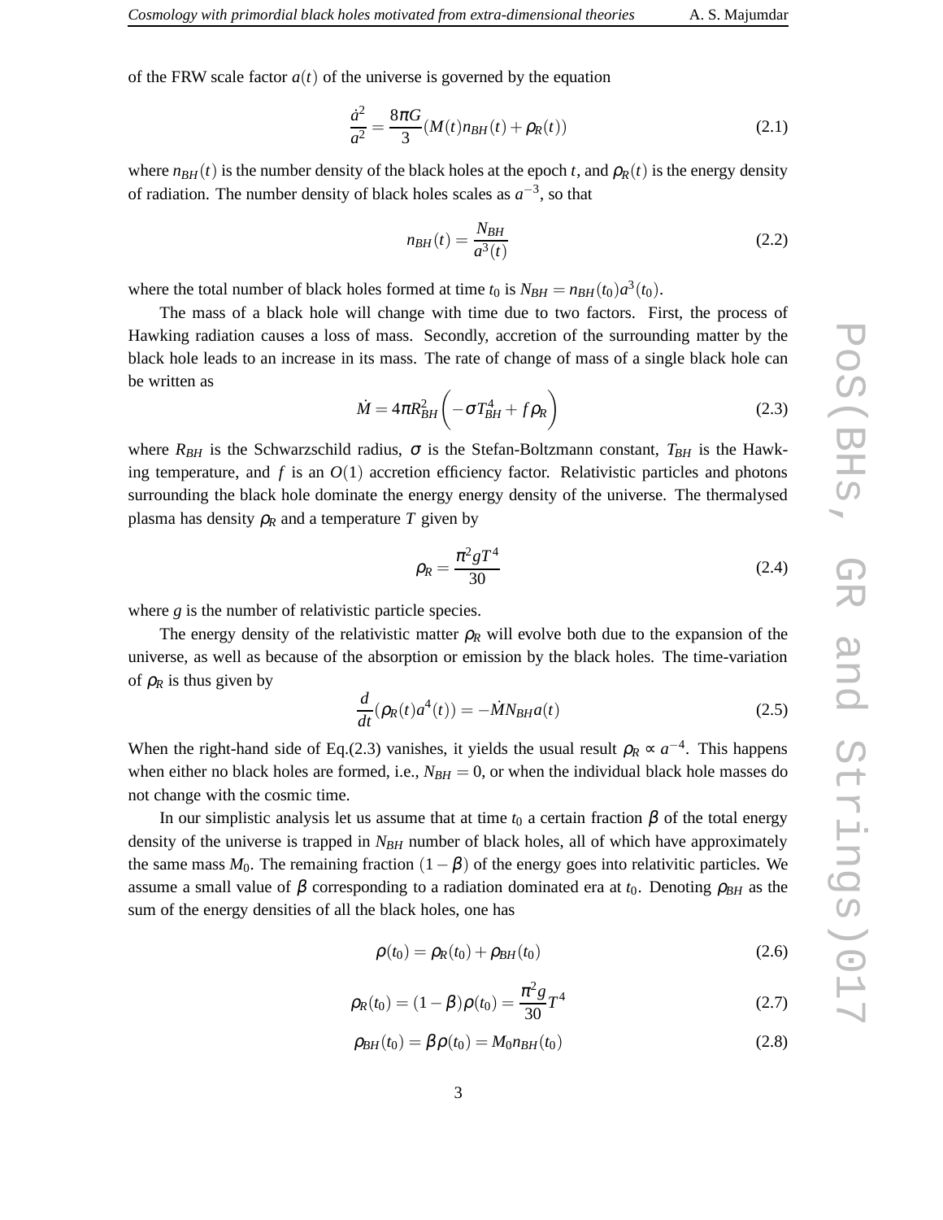of the FRW scale factor $a(t)$ of the universe is governed by the equation

$$\frac{\dot{a}^2}{a^2} = \frac{8\pi G}{3}(M(t)n_{BH}(t) + \rho_R(t)) \tag{2.1}$$

where $n_{BH}(t)$ is the number density of the black holes at the epoch $t$, and $\rho_R(t)$ is the energy density of radiation. The number density of black holes scales as $a^{-3}$, so that

$$n_{BH}(t) = \frac{N_{BH}}{a^3(t)} \tag{2.2}$$

where the total number of black holes formed at time $t_0$ is $N_{BH} = n_{BH}(t_0)a^3(t_0)$.

The mass of a black hole will change with time due to two factors. First, the process of Hawking radiation causes a loss of mass. Secondly, accretion of the surrounding matter by the black hole leads to an increase in its mass. The rate of change of mass of a single black hole can be written as

$$\dot{M} = 4\pi R_{BH}^2 \left( -\sigma T_{BH}^4 + f\rho_R \right) \tag{2.3}$$

where $R_{BH}$ is the Schwarzschild radius, $\sigma$ is the Stefan-Boltzmann constant, $T_{BH}$ is the Hawking temperature, and $f$ is an $O(1)$ accretion efficiency factor. Relativistic particles and photons surrounding the black hole dominate the energy energy density of the universe. The thermalysed plasma has density $\rho_R$ and a temperature $T$ given by

$$\rho_R = \frac{\pi^2 g T^4}{30} \tag{2.4}$$

where $g$ is the number of relativistic particle species.

The energy density of the relativistic matter $\rho_R$ will evolve both due to the expansion of the universe, as well as because of the absorption or emission by the black holes. The time-variation of $\rho_R$ is thus given by

$$\frac{d}{dt}(\rho_R(t)a^4(t)) = -\dot{M}N_{BH}a(t) \tag{2.5}$$

When the right-hand side of Eq.(2.3) vanishes, it yields the usual result $\rho_R \propto a^{-4}$. This happens when either no black holes are formed, i.e., $N_{BH} = 0$, or when the individual black hole masses do not change with the cosmic time.

In our simplistic analysis let us assume that at time $t_0$ a certain fraction $\beta$ of the total energy density of the universe is trapped in $N_{BH}$ number of black holes, all of which have approximately the same mass $M_0$. The remaining fraction $(1-\beta)$ of the energy goes into relativitic particles. We assume a small value of $\beta$ corresponding to a radiation dominated era at $t_0$. Denoting $\rho_{BH}$ as the sum of the energy densities of all the black holes, one has

$$\rho(t_0) = \rho_R(t_0) + \rho_{BH}(t_0) \tag{2.6}$$

$$\rho_R(t_0) = (1-\beta)\rho(t_0) = \frac{\pi^2 g}{30}T^4 \tag{2.7}$$

$$\rho_{BH}(t_0) = \beta\rho(t_0) = M_0 n_{BH}(t_0) \tag{2.8}$$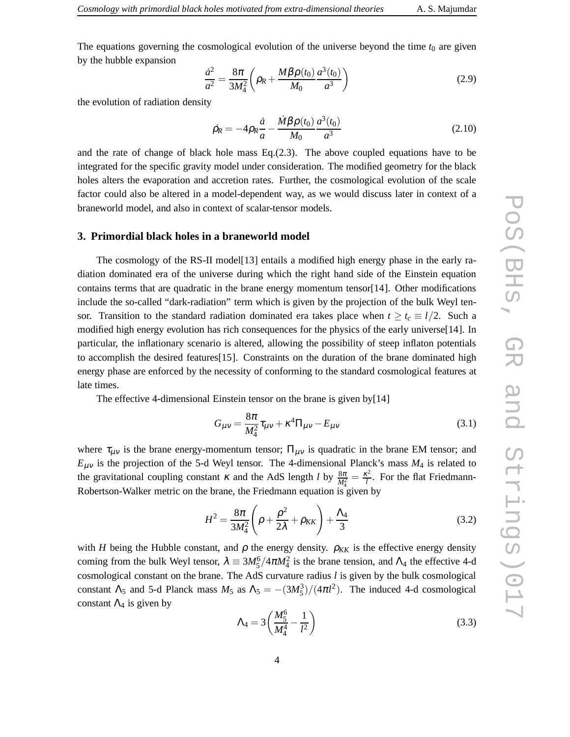The equations governing the cosmological evolution of the universe beyond the time $t_0$ are given by the hubble expansion

$$\frac{\dot{a}^2}{a^2} = \frac{8\pi}{3M_4^2}\left(\rho_R + \frac{M\beta\rho(t_0)}{M_0}\frac{a^3(t_0)}{a^3}\right) \tag{2.9}$$

the evolution of radiation density

$$\dot{\rho}_R = -4\rho_R\frac{\dot{a}}{a} - \frac{\dot{M}\beta\rho(t_0)}{M_0}\frac{a^3(t_0)}{a^3} \tag{2.10}$$

and the rate of change of black hole mass Eq.(2.3). The above coupled equations have to be integrated for the specific gravity model under consideration. The modified geometry for the black holes alters the evaporation and accretion rates. Further, the cosmological evolution of the scale factor could also be altered in a model-dependent way, as we would discuss later in context of a braneworld model, and also in context of scalar-tensor models.

## 3. Primordial black holes in a braneworld model

The cosmology of the RS-II model[13] entails a modified high energy phase in the early radiation dominated era of the universe during which the right hand side of the Einstein equation contains terms that are quadratic in the brane energy momentum tensor[14]. Other modifications include the so-called "dark-radiation" term which is given by the projection of the bulk Weyl tensor. Transition to the standard radiation dominated era takes place when $t \geq t_c \equiv l/2$. Such a modified high energy evolution has rich consequences for the physics of the early universe[14]. In particular, the inflationary scenario is altered, allowing the possibility of steep inflaton potentials to accomplish the desired features[15]. Constraints on the duration of the brane dominated high energy phase are enforced by the necessity of conforming to the standard cosmological features at late times.

The effective 4-dimensional Einstein tensor on the brane is given by[14]

$$G_{\mu\nu} = \frac{8\pi}{M_4^2}\tau_{\mu\nu} + \kappa^4\Pi_{\mu\nu} - E_{\mu\nu} \tag{3.1}$$

where $\tau_{\mu\nu}$ is the brane energy-momentum tensor; $\Pi_{\mu\nu}$ is quadratic in the brane EM tensor; and $E_{\mu\nu}$ is the projection of the 5-d Weyl tensor. The 4-dimensional Planck's mass $M_4$ is related to the gravitational coupling constant $\kappa$ and the AdS length $l$ by $\frac{8\pi}{M_4^2} = \frac{\kappa^2}{l}$. For the flat Friedmann-Robertson-Walker metric on the brane, the Friedmann equation is given by

$$H^2 = \frac{8\pi}{3M_4^2}\left(\rho + \frac{\rho^2}{2\lambda} + \rho_{KK}\right) + \frac{\Lambda_4}{3} \tag{3.2}$$

with $H$ being the Hubble constant, and $\rho$ the energy density. $\rho_{KK}$ is the effective energy density coming from the bulk Weyl tensor, $\lambda \equiv 3M_5^6/4\pi M_4^2$ is the brane tension, and $\Lambda_4$ the effective 4-d cosmological constant on the brane. The AdS curvature radius $l$ is given by the bulk cosmological constant $\Lambda_5$ and 5-d Planck mass $M_5$ as $\Lambda_5 = -(3M_5^3)/(4\pi l^2)$. The induced 4-d cosmological constant $\Lambda_4$ is given by

$$\Lambda_4 = 3\left(\frac{M_5^6}{M_4^4} - \frac{1}{l^2}\right) \tag{3.3}$$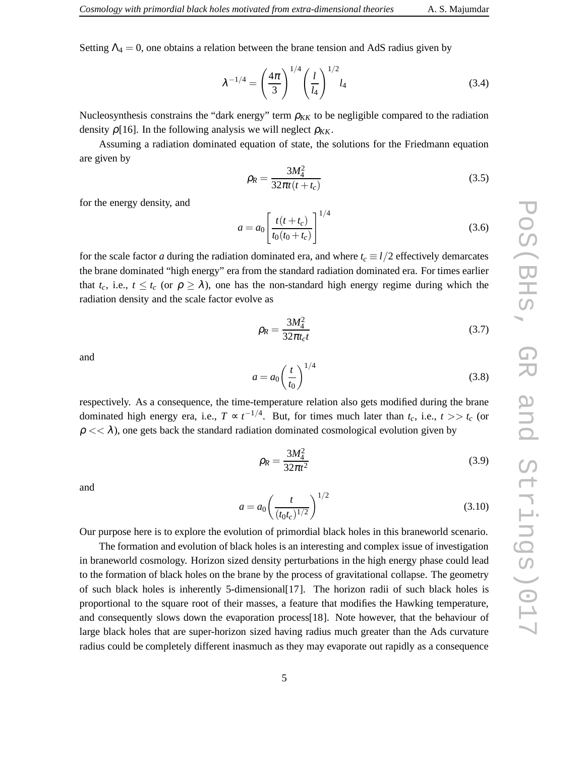Setting $\Lambda_4 = 0$, one obtains a relation between the brane tension and AdS radius given by

$$\lambda^{-1/4} = \left(\frac{4\pi}{3}\right)^{1/4} \left(\frac{l}{l_4}\right)^{1/2} l_4 \tag{3.4}$$

Nucleosynthesis constrains the "dark energy" term $\rho_{KK}$ to be negligible compared to the radiation density $\rho$[16]. In the following analysis we will neglect $\rho_{KK}$.

Assuming a radiation dominated equation of state, the solutions for the Friedmann equation are given by

$$\rho_R = \frac{3M_4^2}{32\pi t(t+t_c)} \tag{3.5}$$

for the energy density, and

$$a = a_0 \left[\frac{t(t+t_c)}{t_0(t_0+t_c)}\right]^{1/4} \tag{3.6}$$

for the scale factor $a$ during the radiation dominated era, and where $t_c \equiv l/2$ effectively demarcates the brane dominated "high energy" era from the standard radiation dominated era. For times earlier that $t_c$, i.e., $t \leq t_c$ (or $\rho \geq \lambda$), one has the non-standard high energy regime during which the radiation density and the scale factor evolve as

$$\rho_R = \frac{3M_4^2}{32\pi t_c t} \tag{3.7}$$

and

$$a = a_0 \left(\frac{t}{t_0}\right)^{1/4} \tag{3.8}$$

respectively. As a consequence, the time-temperature relation also gets modified during the brane dominated high energy era, i.e., $T \propto t^{-1/4}$. But, for times much later than $t_c$, i.e., $t >> t_c$ (or $\rho << \lambda$), one gets back the standard radiation dominated cosmological evolution given by

$$\rho_R = \frac{3M_4^2}{32\pi t^2} \tag{3.9}$$

and

$$a = a_0 \left(\frac{t}{(t_0 t_c)^{1/2}}\right)^{1/2} \tag{3.10}$$

Our purpose here is to explore the evolution of primordial black holes in this braneworld scenario.

The formation and evolution of black holes is an interesting and complex issue of investigation in braneworld cosmology. Horizon sized density perturbations in the high energy phase could lead to the formation of black holes on the brane by the process of gravitational collapse. The geometry of such black holes is inherently 5-dimensional[17]. The horizon radii of such black holes is proportional to the square root of their masses, a feature that modifies the Hawking temperature, and consequently slows down the evaporation process[18]. Note however, that the behaviour of large black holes that are super-horizon sized having radius much greater than the Ads curvature radius could be completely different inasmuch as they may evaporate out rapidly as a consequence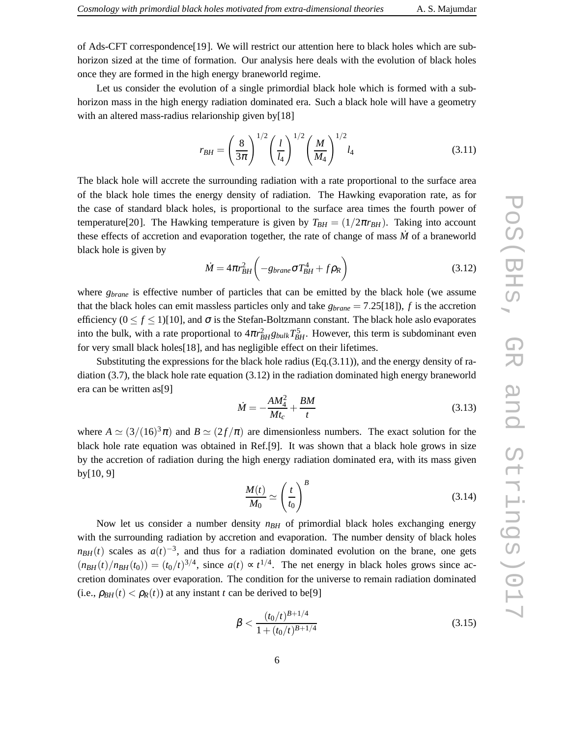of Ads-CFT correspondence[19]. We will restrict our attention here to black holes which are sub-horizon sized at the time of formation. Our analysis here deals with the evolution of black holes once they are formed in the high energy braneworld regime.

Let us consider the evolution of a single primordial black hole which is formed with a sub-horizon mass in the high energy radiation dominated era. Such a black hole will have a geometry with an altered mass-radius relarionship given by[18]

$$r_{BH} = \left(\frac{8}{3\pi}\right)^{1/2}\left(\frac{l}{l_4}\right)^{1/2}\left(\frac{M}{M_4}\right)^{1/2} l_4 \tag{3.11}$$

The black hole will accrete the surrounding radiation with a rate proportional to the surface area of the black hole times the energy density of radiation. The Hawking evaporation rate, as for the case of standard black holes, is proportional to the surface area times the fourth power of temperature[20]. The Hawking temperature is given by $T_{BH} = (1/2\pi r_{BH})$. Taking into account these effects of accretion and evaporation together, the rate of change of mass $\dot{M}$ of a braneworld black hole is given by

$$\dot{M} = 4\pi r_{BH}^2\left(-g_{brane}\sigma T_{BH}^4 + f\rho_R\right) \tag{3.12}$$

where $g_{brane}$ is effective number of particles that can be emitted by the black hole (we assume that the black holes can emit massless particles only and take $g_{brane} = 7.25$[18]), $f$ is the accretion efficiency ($0 \leq f \leq 1$)[10], and $\sigma$ is the Stefan-Boltzmann constant. The black hole aslo evaporates into the bulk, with a rate proportional to $4\pi r_{BH}^2 g_{bulk} T_{BH}^5$. However, this term is subdominant even for very small black holes[18], and has negligible effect on their lifetimes.

Substituting the expressions for the black hole radius (Eq.(3.11)), and the energy density of radiation (3.7), the black hole rate equation (3.12) in the radiation dominated high energy braneworld era can be written as[9]

$$\dot{M} = -\frac{AM_4^2}{Mt_c} + \frac{BM}{t} \tag{3.13}$$

where $A \simeq (3/(16)^3\pi)$ and $B \simeq (2f/\pi)$ are dimensionless numbers. The exact solution for the black hole rate equation was obtained in Ref.[9]. It was shown that a black hole grows in size by the accretion of radiation during the high energy radiation dominated era, with its mass given by[10, 9]

$$\frac{M(t)}{M_0} \simeq \left(\frac{t}{t_0}\right)^B \tag{3.14}$$

Now let us consider a number density $n_{BH}$ of primordial black holes exchanging energy with the surrounding radiation by accretion and evaporation. The number density of black holes $n_{BH}(t)$ scales as $a(t)^{-3}$, and thus for a radiation dominated evolution on the brane, one gets $(n_{BH}(t)/n_{BH}(t_0)) = (t_0/t)^{3/4}$, since $a(t) \propto t^{1/4}$. The net energy in black holes grows since accretion dominates over evaporation. The condition for the universe to remain radiation dominated (i.e., $\rho_{BH}(t) < \rho_R(t)$) at any instant $t$ can be derived to be[9]

$$\beta < \frac{(t_0/t)^{B+1/4}}{1+(t_0/t)^{B+1/4}} \tag{3.15}$$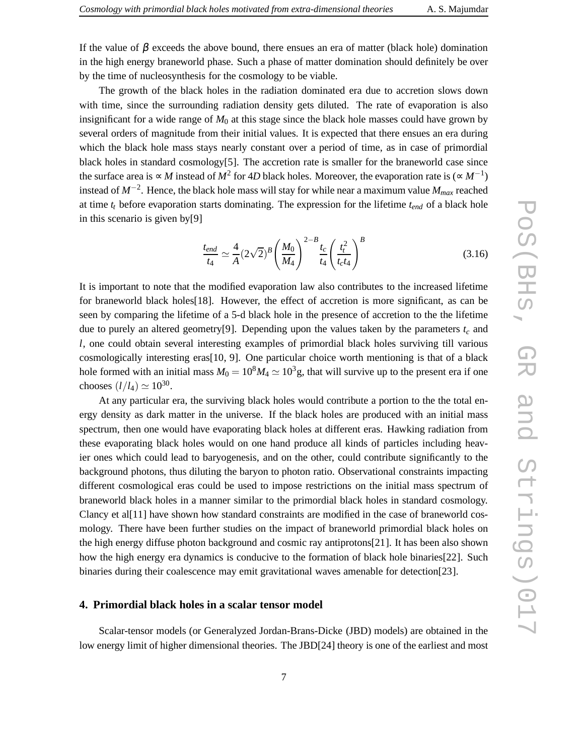If the value of $\beta$ exceeds the above bound, there ensues an era of matter (black hole) domination in the high energy braneworld phase. Such a phase of matter domination should definitely be over by the time of nucleosynthesis for the cosmology to be viable.

The growth of the black holes in the radiation dominated era due to accretion slows down with time, since the surrounding radiation density gets diluted. The rate of evaporation is also insignificant for a wide range of $M_0$ at this stage since the black hole masses could have grown by several orders of magnitude from their initial values. It is expected that there ensues an era during which the black hole mass stays nearly constant over a period of time, as in case of primordial black holes in standard cosmology[5]. The accretion rate is smaller for the braneworld case since the surface area is $\propto M$ instead of $M^2$ for $4D$ black holes. Moreover, the evaporation rate is ($\propto M^{-1}$) instead of $M^{-2}$. Hence, the black hole mass will stay for while near a maximum value $M_{max}$ reached at time $t_t$ before evaporation starts dominating. The expression for the lifetime $t_{end}$ of a black hole in this scenario is given by[9]

$$\frac{t_{end}}{t_4} \simeq \frac{4}{A}(2\sqrt{2})^B \left(\frac{M_0}{M_4}\right)^{2-B} \frac{t_c}{t_4} \left(\frac{t_t^2}{t_c t_4}\right)^B \tag{3.16}$$

It is important to note that the modified evaporation law also contributes to the increased lifetime for braneworld black holes[18]. However, the effect of accretion is more significant, as can be seen by comparing the lifetime of a 5-d black hole in the presence of accretion to the the lifetime due to purely an altered geometry[9]. Depending upon the values taken by the parameters $t_c$ and $l$, one could obtain several interesting examples of primordial black holes surviving till various cosmologically interesting eras[10, 9]. One particular choice worth mentioning is that of a black hole formed with an initial mass $M_0 = 10^8 M_4 \simeq 10^3$g, that will survive up to the present era if one chooses $(l/l_4) \simeq 10^{30}$.

At any particular era, the surviving black holes would contribute a portion to the the total energy density as dark matter in the universe. If the black holes are produced with an initial mass spectrum, then one would have evaporating black holes at different eras. Hawking radiation from these evaporating black holes would on one hand produce all kinds of particles including heavier ones which could lead to baryogenesis, and on the other, could contribute significantly to the background photons, thus diluting the baryon to photon ratio. Observational constraints impacting different cosmological eras could be used to impose restrictions on the initial mass spectrum of braneworld black holes in a manner similar to the primordial black holes in standard cosmology. Clancy et al[11] have shown how standard constraints are modified in the case of braneworld cosmology. There have been further studies on the impact of braneworld primordial black holes on the high energy diffuse photon background and cosmic ray antiprotons[21]. It has been also shown how the high energy era dynamics is conducive to the formation of black hole binaries[22]. Such binaries during their coalescence may emit gravitational waves amenable for detection[23].

## 4. Primordial black holes in a scalar tensor model

Scalar-tensor models (or Generalyzed Jordan-Brans-Dicke (JBD) models) are obtained in the low energy limit of higher dimensional theories. The JBD[24] theory is one of the earliest and most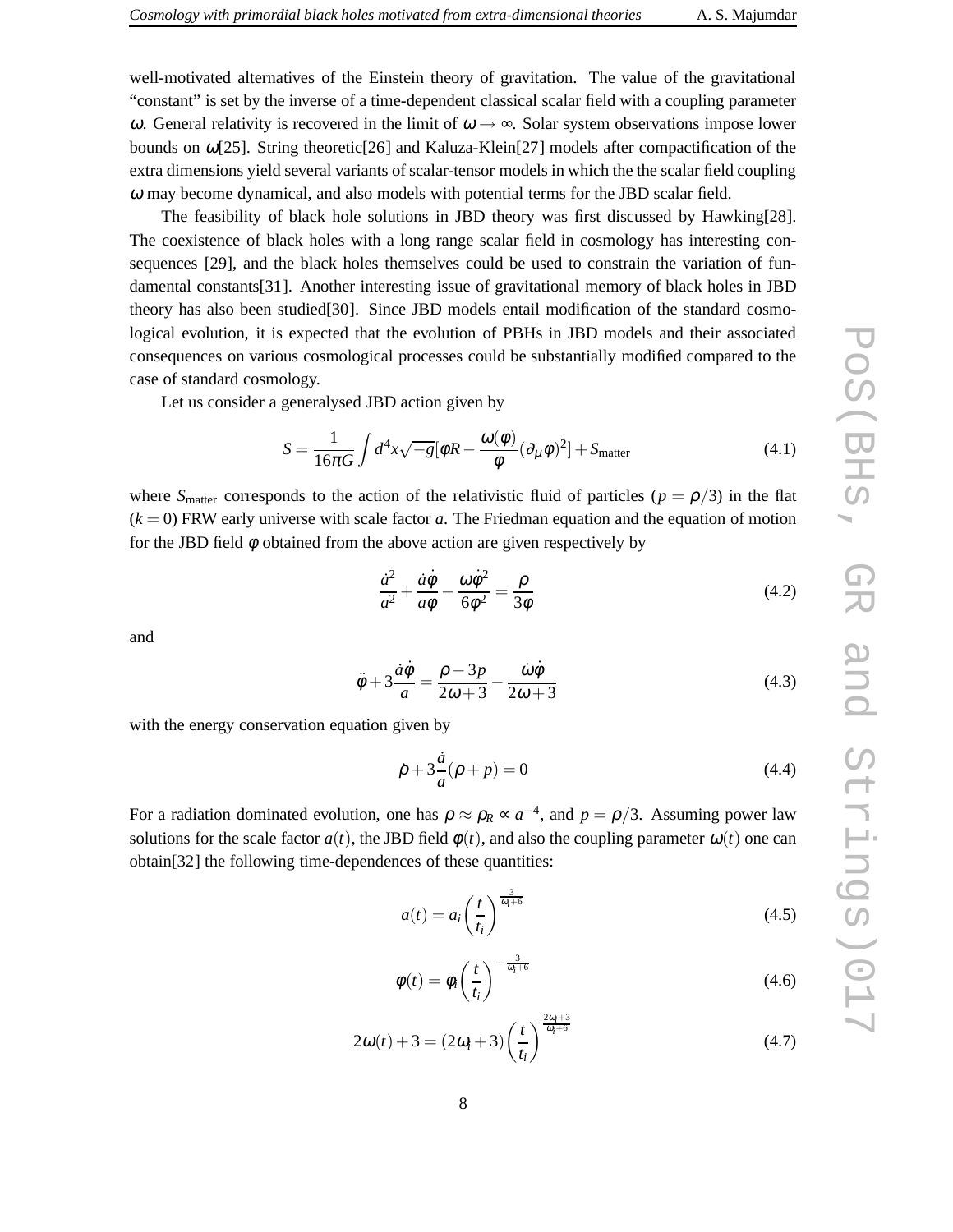well-motivated alternatives of the Einstein theory of gravitation. The value of the gravitational "constant" is set by the inverse of a time-dependent classical scalar field with a coupling parameter $\omega$. General relativity is recovered in the limit of $\omega \rightarrow \infty$. Solar system observations impose lower bounds on $\omega$[25]. String theoretic[26] and Kaluza-Klein[27] models after compactification of the extra dimensions yield several variants of scalar-tensor models in which the the scalar field coupling $\omega$ may become dynamical, and also models with potential terms for the JBD scalar field.

The feasibility of black hole solutions in JBD theory was first discussed by Hawking[28]. The coexistence of black holes with a long range scalar field in cosmology has interesting consequences [29], and the black holes themselves could be used to constrain the variation of fundamental constants[31]. Another interesting issue of gravitational memory of black holes in JBD theory has also been studied[30]. Since JBD models entail modification of the standard cosmological evolution, it is expected that the evolution of PBHs in JBD models and their associated consequences on various cosmological processes could be substantially modified compared to the case of standard cosmology.

Let us consider a generalysed JBD action given by

$$S = \frac{1}{16\pi G}\int d^4x\sqrt{-g}[\phi R - \frac{\omega(\phi)}{\phi}(\partial_\mu \phi)^2] + S_{\text{matter}} \tag{4.1}$$

where $S_{\text{matter}}$ corresponds to the action of the relativistic fluid of particles ($p = \rho/3$) in the flat ($k = 0$) FRW early universe with scale factor $a$. The Friedman equation and the equation of motion for the JBD field $\phi$ obtained from the above action are given respectively by

$$\frac{\dot{a}^2}{a^2} + \frac{\dot{a}\dot{\phi}}{a\phi} - \frac{\omega\dot{\phi}^2}{6\phi^2} = \frac{\rho}{3\phi} \tag{4.2}$$

and

$$\ddot{\phi} + 3\frac{\dot{a}\dot{\phi}}{a} = \frac{\rho - 3p}{2\omega + 3} - \frac{\dot{\omega}\dot{\phi}}{2\omega + 3} \tag{4.3}$$

with the energy conservation equation given by

$$\dot{\rho} + 3\frac{\dot{a}}{a}(\rho + p) = 0 \tag{4.4}$$

For a radiation dominated evolution, one has $\rho \approx \rho_R \propto a^{-4}$, and $p = \rho/3$. Assuming power law solutions for the scale factor $a(t)$, the JBD field $\phi(t)$, and also the coupling parameter $\omega(t)$ one can obtain[32] the following time-dependences of these quantities:

$$a(t) = a_i\left(\frac{t}{t_i}\right)^{\frac{3}{\omega_i + 6}} \tag{4.5}$$

$$\phi(t) = \phi_i\left(\frac{t}{t_i}\right)^{-\frac{3}{\omega_i + 6}} \tag{4.6}$$

$$2\omega(t) + 3 = (2\omega_i + 3)\left(\frac{t}{t_i}\right)^{\frac{2\omega_i + 3}{\omega_i + 6}} \tag{4.7}$$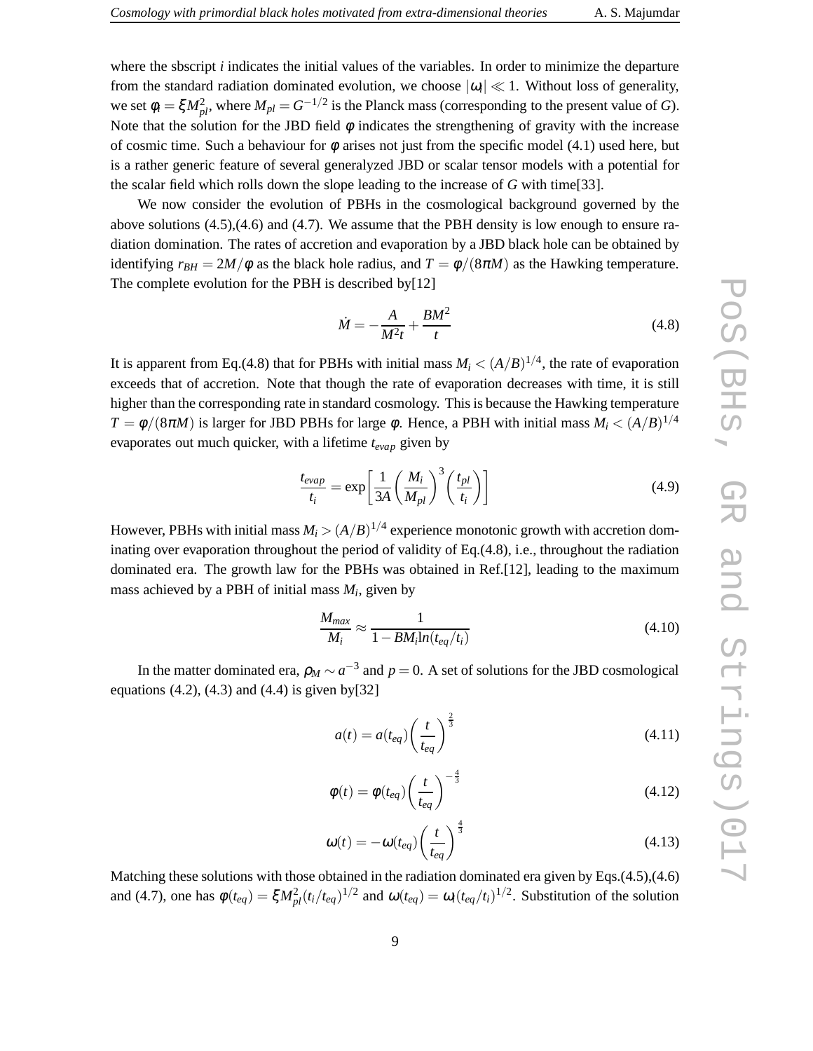where the sbscript $i$ indicates the initial values of the variables. In order to minimize the departure from the standard radiation dominated evolution, we choose $|\omega_i| \ll 1$. Without loss of generality, we set $\phi_i = \xi M_{pl}^2$, where $M_{pl} = G^{-1/2}$ is the Planck mass (corresponding to the present value of $G$). Note that the solution for the JBD field $\phi$ indicates the strengthening of gravity with the increase of cosmic time. Such a behaviour for $\phi$ arises not just from the specific model (4.1) used here, but is a rather generic feature of several generalyzed JBD or scalar tensor models with a potential for the scalar field which rolls down the slope leading to the increase of $G$ with time[33].

We now consider the evolution of PBHs in the cosmological background governed by the above solutions (4.5),(4.6) and (4.7). We assume that the PBH density is low enough to ensure radiation domination. The rates of accretion and evaporation by a JBD black hole can be obtained by identifying $r_{BH} = 2M/\phi$ as the black hole radius, and $T = \phi/(8\pi M)$ as the Hawking temperature. The complete evolution for the PBH is described by[12]

$$\dot{M} = -\frac{A}{M^2 t} + \frac{BM^2}{t} \tag{4.8}$$

It is apparent from Eq.(4.8) that for PBHs with initial mass $M_i < (A/B)^{1/4}$, the rate of evaporation exceeds that of accretion. Note that though the rate of evaporation decreases with time, it is still higher than the corresponding rate in standard cosmology. This is because the Hawking temperature $T = \phi/(8\pi M)$ is larger for JBD PBHs for large $\phi$. Hence, a PBH with initial mass $M_i < (A/B)^{1/4}$ evaporates out much quicker, with a lifetime $t_{evap}$ given by

$$\frac{t_{evap}}{t_i} = \exp\left[\frac{1}{3A}\left(\frac{M_i}{M_{pl}}\right)^3\left(\frac{t_{pl}}{t_i}\right)\right] \tag{4.9}$$

However, PBHs with initial mass $M_i > (A/B)^{1/4}$ experience monotonic growth with accretion dominating over evaporation throughout the period of validity of Eq.(4.8), i.e., throughout the radiation dominated era. The growth law for the PBHs was obtained in Ref.[12], leading to the maximum mass achieved by a PBH of initial mass $M_i$, given by

$$\frac{M_{max}}{M_i} \approx \frac{1}{1 - BM_i \ln(t_{eq}/t_i)} \tag{4.10}$$

In the matter dominated era, $\rho_M \sim a^{-3}$ and $p = 0$. A set of solutions for the JBD cosmological equations (4.2), (4.3) and (4.4) is given by[32]

$$a(t) = a(t_{eq})\left(\frac{t}{t_{eq}}\right)^{\frac{2}{3}} \tag{4.11}$$

$$\phi(t) = \phi(t_{eq})\left(\frac{t}{t_{eq}}\right)^{-\frac{4}{3}} \tag{4.12}$$

$$\omega(t) = -\omega(t_{eq})\left(\frac{t}{t_{eq}}\right)^{\frac{4}{3}} \tag{4.13}$$

Matching these solutions with those obtained in the radiation dominated era given by Eqs.(4.5),(4.6) and (4.7), one has $\phi(t_{eq}) = \xi M_{pl}^2 (t_i/t_{eq})^{1/2}$ and $\omega(t_{eq}) = \omega_i (t_{eq}/t_i)^{1/2}$. Substitution of the solution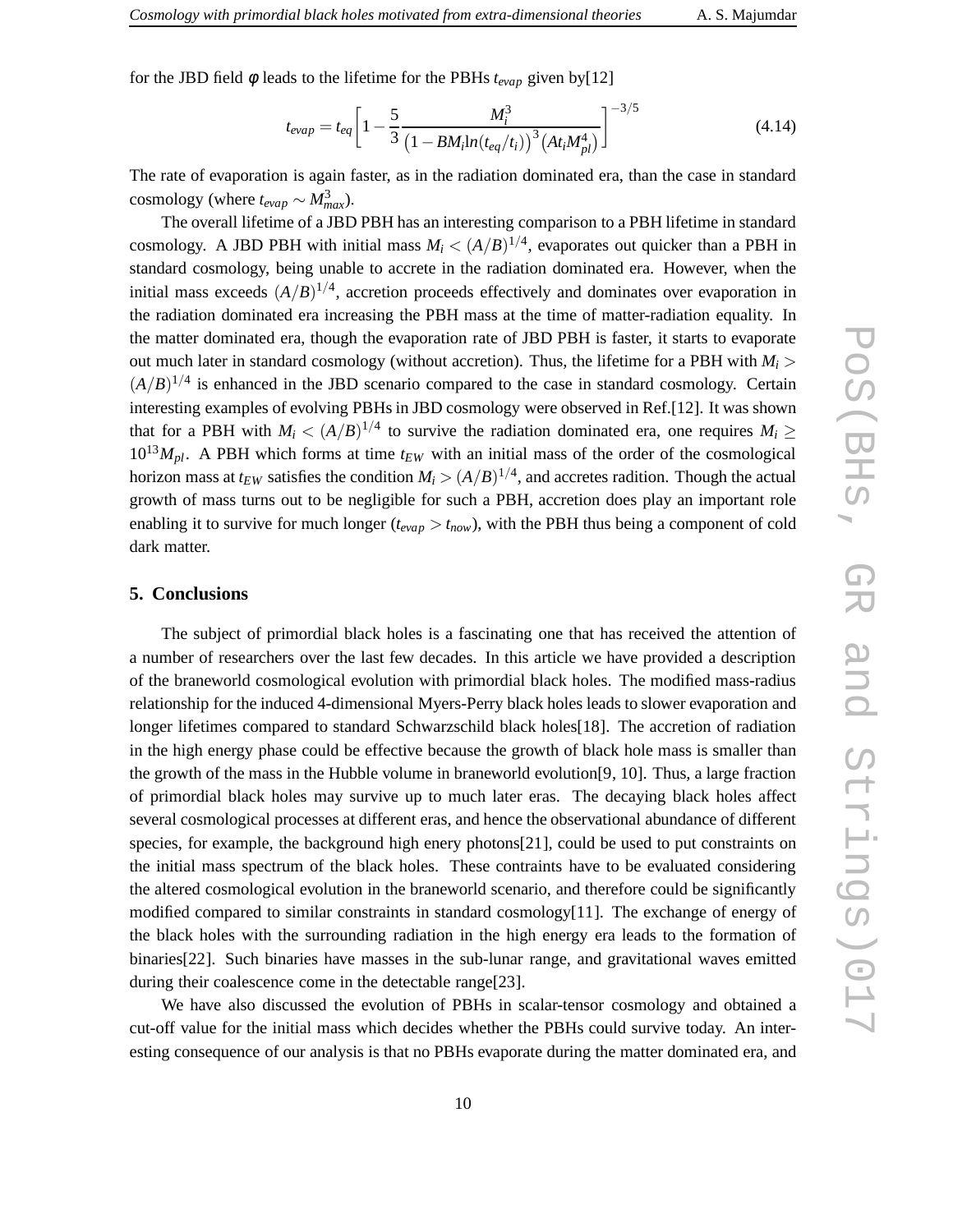for the JBD field $\phi$ leads to the lifetime for the PBHs $t_{evap}$ given by[12]

$$t_{evap} = t_{eq}\left[1 - \frac{5}{3}\frac{M_i^3}{\left(1 - BM_i ln(t_{eq}/t_i)\right)^3 \left(At_i M_{pl}^4\right)}\right]^{-3/5} \tag{4.14}$$

The rate of evaporation is again faster, as in the radiation dominated era, than the case in standard cosmology (where $t_{evap} \sim M_{max}^3$).

The overall lifetime of a JBD PBH has an interesting comparison to a PBH lifetime in standard cosmology. A JBD PBH with initial mass $M_i < (A/B)^{1/4}$, evaporates out quicker than a PBH in standard cosmology, being unable to accrete in the radiation dominated era. However, when the initial mass exceeds $(A/B)^{1/4}$, accretion proceeds effectively and dominates over evaporation in the radiation dominated era increasing the PBH mass at the time of matter-radiation equality. In the matter dominated era, though the evaporation rate of JBD PBH is faster, it starts to evaporate out much later in standard cosmology (without accretion). Thus, the lifetime for a PBH with $M_i > (A/B)^{1/4}$ is enhanced in the JBD scenario compared to the case in standard cosmology. Certain interesting examples of evolving PBHs in JBD cosmology were observed in Ref.[12]. It was shown that for a PBH with $M_i < (A/B)^{1/4}$ to survive the radiation dominated era, one requires $M_i \geq 10^{13} M_{pl}$. A PBH which forms at time $t_{EW}$ with an initial mass of the order of the cosmological horizon mass at $t_{EW}$ satisfies the condition $M_i > (A/B)^{1/4}$, and accretes radition. Though the actual growth of mass turns out to be negligible for such a PBH, accretion does play an important role enabling it to survive for much longer ($t_{evap} > t_{now}$), with the PBH thus being a component of cold dark matter.

## 5. Conclusions

The subject of primordial black holes is a fascinating one that has received the attention of a number of researchers over the last few decades. In this article we have provided a description of the braneworld cosmological evolution with primordial black holes. The modified mass-radius relationship for the induced 4-dimensional Myers-Perry black holes leads to slower evaporation and longer lifetimes compared to standard Schwarzschild black holes[18]. The accretion of radiation in the high energy phase could be effective because the growth of black hole mass is smaller than the growth of the mass in the Hubble volume in braneworld evolution[9, 10]. Thus, a large fraction of primordial black holes may survive up to much later eras. The decaying black holes affect several cosmological processes at different eras, and hence the observational abundance of different species, for example, the background high enery photons[21], could be used to put constraints on the initial mass spectrum of the black holes. These contraints have to be evaluated considering the altered cosmological evolution in the braneworld scenario, and therefore could be significantly modified compared to similar constraints in standard cosmology[11]. The exchange of energy of the black holes with the surrounding radiation in the high energy era leads to the formation of binaries[22]. Such binaries have masses in the sub-lunar range, and gravitational waves emitted during their coalescence come in the detectable range[23].

We have also discussed the evolution of PBHs in scalar-tensor cosmology and obtained a cut-off value for the initial mass which decides whether the PBHs could survive today. An interesting consequence of our analysis is that no PBHs evaporate during the matter dominated era, and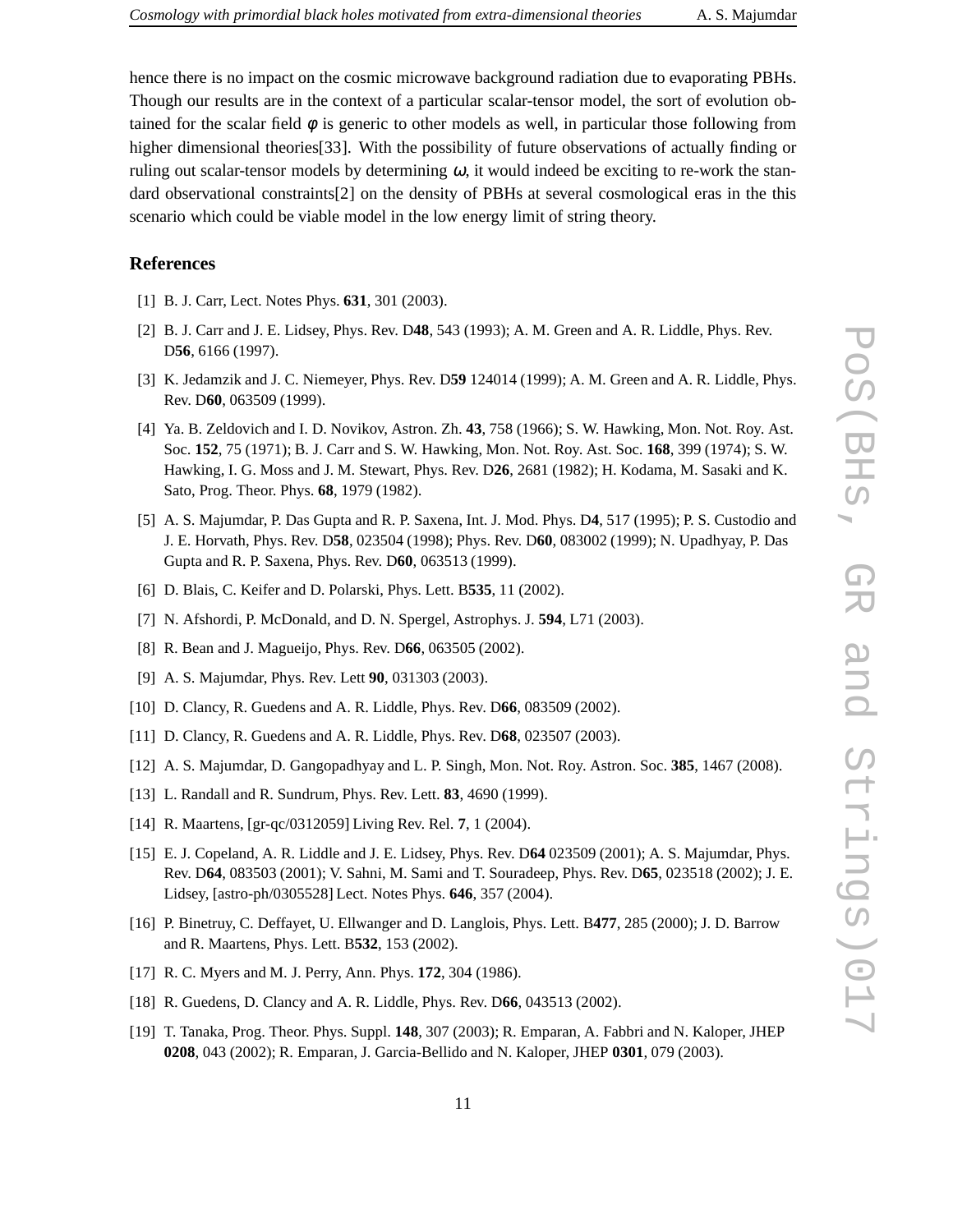hence there is no impact on the cosmic microwave background radiation due to evaporating PBHs. Though our results are in the context of a particular scalar-tensor model, the sort of evolution obtained for the scalar field $\phi$ is generic to other models as well, in particular those following from higher dimensional theories[33]. With the possibility of future observations of actually finding or ruling out scalar-tensor models by determining $\omega$, it would indeed be exciting to re-work the standard observational constraints[2] on the density of PBHs at several cosmological eras in the this scenario which could be viable model in the low energy limit of string theory.

## References

[1] B. J. Carr, Lect. Notes Phys. **631**, 301 (2003).

[2] B. J. Carr and J. E. Lidsey, Phys. Rev. D**48**, 543 (1993); A. M. Green and A. R. Liddle, Phys. Rev. D**56**, 6166 (1997).

[3] K. Jedamzik and J. C. Niemeyer, Phys. Rev. D**59** 124014 (1999); A. M. Green and A. R. Liddle, Phys. Rev. D**60**, 063509 (1999).

[4] Ya. B. Zeldovich and I. D. Novikov, Astron. Zh. **43**, 758 (1966); S. W. Hawking, Mon. Not. Roy. Ast. Soc. **152**, 75 (1971); B. J. Carr and S. W. Hawking, Mon. Not. Roy. Ast. Soc. **168**, 399 (1974); S. W. Hawking, I. G. Moss and J. M. Stewart, Phys. Rev. D**26**, 2681 (1982); H. Kodama, M. Sasaki and K. Sato, Prog. Theor. Phys. **68**, 1979 (1982).

[5] A. S. Majumdar, P. Das Gupta and R. P. Saxena, Int. J. Mod. Phys. D**4**, 517 (1995); P. S. Custodio and J. E. Horvath, Phys. Rev. D**58**, 023504 (1998); Phys. Rev. D**60**, 083002 (1999); N. Upadhyay, P. Das Gupta and R. P. Saxena, Phys. Rev. D**60**, 063513 (1999).

[6] D. Blais, C. Keifer and D. Polarski, Phys. Lett. B**535**, 11 (2002).

[7] N. Afshordi, P. McDonald, and D. N. Spergel, Astrophys. J. **594**, L71 (2003).

[8] R. Bean and J. Magueijo, Phys. Rev. D**66**, 063505 (2002).

[9] A. S. Majumdar, Phys. Rev. Lett **90**, 031303 (2003).

[10] D. Clancy, R. Guedens and A. R. Liddle, Phys. Rev. D**66**, 083509 (2002).

[11] D. Clancy, R. Guedens and A. R. Liddle, Phys. Rev. D**68**, 023507 (2003).

[12] A. S. Majumdar, D. Gangopadhyay and L. P. Singh, Mon. Not. Roy. Astron. Soc. **385**, 1467 (2008).

[13] L. Randall and R. Sundrum, Phys. Rev. Lett. **83**, 4690 (1999).

[14] R. Maartens, [gr-qc/0312059] Living Rev. Rel. **7**, 1 (2004).

[15] E. J. Copeland, A. R. Liddle and J. E. Lidsey, Phys. Rev. D**64** 023509 (2001); A. S. Majumdar, Phys. Rev. D**64**, 083503 (2001); V. Sahni, M. Sami and T. Souradeep, Phys. Rev. D**65**, 023518 (2002); J. E. Lidsey, [astro-ph/0305528] Lect. Notes Phys. **646**, 357 (2004).

[16] P. Binetruy, C. Deffayet, U. Ellwanger and D. Langlois, Phys. Lett. B**477**, 285 (2000); J. D. Barrow and R. Maartens, Phys. Lett. B**532**, 153 (2002).

[17] R. C. Myers and M. J. Perry, Ann. Phys. **172**, 304 (1986).

[18] R. Guedens, D. Clancy and A. R. Liddle, Phys. Rev. D**66**, 043513 (2002).

[19] T. Tanaka, Prog. Theor. Phys. Suppl. **148**, 307 (2003); R. Emparan, A. Fabbri and N. Kaloper, JHEP **0208**, 043 (2002); R. Emparan, J. Garcia-Bellido and N. Kaloper, JHEP **0301**, 079 (2003).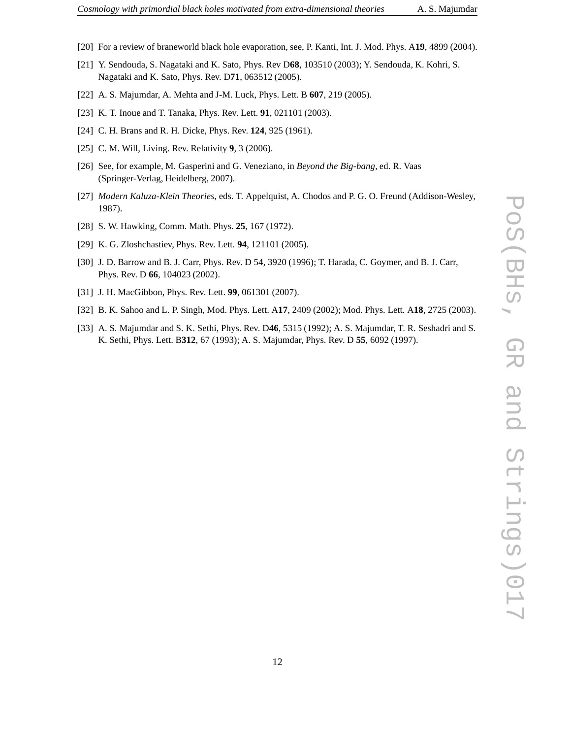[20] For a review of braneworld black hole evaporation, see, P. Kanti, Int. J. Mod. Phys. A**19**, 4899 (2004).

[21] Y. Sendouda, S. Nagataki and K. Sato, Phys. Rev D**68**, 103510 (2003); Y. Sendouda, K. Kohri, S. Nagataki and K. Sato, Phys. Rev. D**71**, 063512 (2005).

[22] A. S. Majumdar, A. Mehta and J-M. Luck, Phys. Lett. B **607**, 219 (2005).

[23] K. T. Inoue and T. Tanaka, Phys. Rev. Lett. **91**, 021101 (2003).

[24] C. H. Brans and R. H. Dicke, Phys. Rev. **124**, 925 (1961).

[25] C. M. Will, Living. Rev. Relativity **9**, 3 (2006).

[26] See, for example, M. Gasperini and G. Veneziano, in *Beyond the Big-bang*, ed. R. Vaas (Springer-Verlag, Heidelberg, 2007).

[27] *Modern Kaluza-Klein Theories*, eds. T. Appelquist, A. Chodos and P. G. O. Freund (Addison-Wesley, 1987).

[28] S. W. Hawking, Comm. Math. Phys. **25**, 167 (1972).

[29] K. G. Zloshchastiev, Phys. Rev. Lett. **94**, 121101 (2005).

[30] J. D. Barrow and B. J. Carr, Phys. Rev. D 54, 3920 (1996); T. Harada, C. Goymer, and B. J. Carr, Phys. Rev. D **66**, 104023 (2002).

[31] J. H. MacGibbon, Phys. Rev. Lett. **99**, 061301 (2007).

[32] B. K. Sahoo and L. P. Singh, Mod. Phys. Lett. A**17**, 2409 (2002); Mod. Phys. Lett. A**18**, 2725 (2003).

[33] A. S. Majumdar and S. K. Sethi, Phys. Rev. D**46**, 5315 (1992); A. S. Majumdar, T. R. Seshadri and S. K. Sethi, Phys. Lett. B**312**, 67 (1993); A. S. Majumdar, Phys. Rev. D **55**, 6092 (1997).